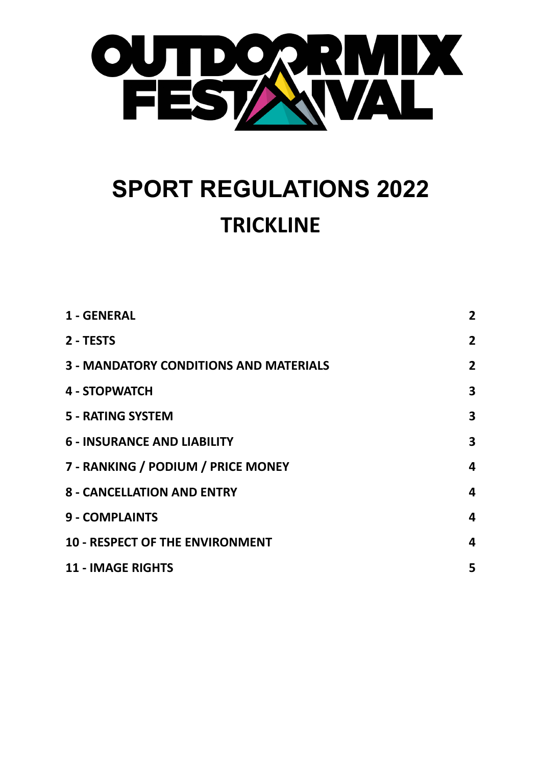OUTDOORMIX FESTIVAL

# SPORT REGULATIONS 2022

## TRICKLINE

| | |
|---|---|
| **1 - GENERAL** | **2** |
| **2 - TESTS** | **2** |
| **3 - MANDATORY CONDITIONS AND MATERIALS** | **2** |
| **4 - STOPWATCH** | **3** |
| **5 - RATING SYSTEM** | **3** |
| **6 - INSURANCE AND LIABILITY** | **3** |
| **7 - RANKING / PODIUM / PRICE MONEY** | **4** |
| **8 - CANCELLATION AND ENTRY** | **4** |
| **9 - COMPLAINTS** | **4** |
| **10 - RESPECT OF THE ENVIRONMENT** | **4** |
| **11 - IMAGE RIGHTS** | **5** |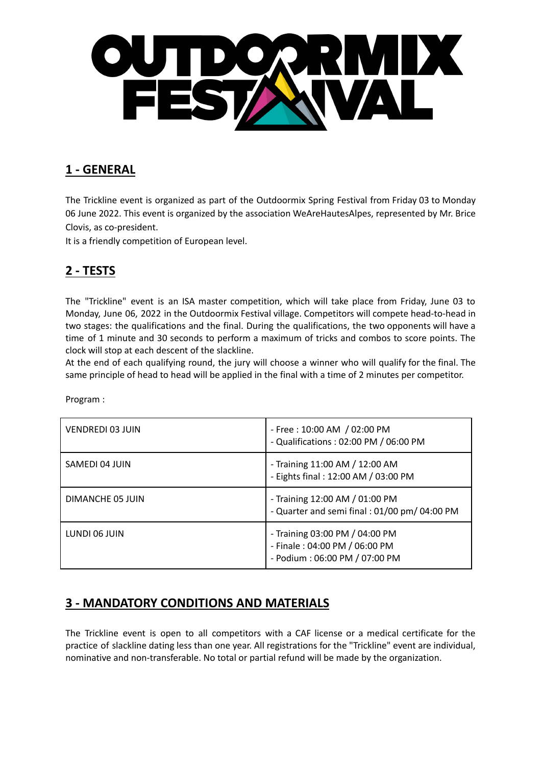## 1 - GENERAL

The Trickline event is organized as part of the Outdoormix Spring Festival from Friday 03 to Monday 06 June 2022. This event is organized by the association WeAreHautesAlpes, represented by Mr. Brice Clovis, as co-president.
It is a friendly competition of European level.

## 2 - TESTS

The "Trickline" event is an ISA master competition, which will take place from Friday, June 03 to Monday, June 06, 2022 in the Outdoormix Festival village. Competitors will compete head-to-head in two stages: the qualifications and the final. During the qualifications, the two opponents will have a time of 1 minute and 30 seconds to perform a maximum of tricks and combos to score points. The clock will stop at each descent of the slackline.
At the end of each qualifying round, the jury will choose a winner who will qualify for the final. The same principle of head to head will be applied in the final with a time of 2 minutes per competitor.

Program :

| | |
|---|---|
| VENDREDI 03 JUIN | - Free : 10:00 AM / 02:00 PM<br>- Qualifications : 02:00 PM / 06:00 PM |
| SAMEDI 04 JUIN | - Training 11:00 AM / 12:00 AM<br>- Eights final : 12:00 AM / 03:00 PM |
| DIMANCHE 05 JUIN | - Training 12:00 AM / 01:00 PM<br>- Quarter and semi final : 01/00 pm/ 04:00 PM |
| LUNDI 06 JUIN | - Training 03:00 PM / 04:00 PM<br>- Finale : 04:00 PM / 06:00 PM<br>- Podium : 06:00 PM / 07:00 PM |

## 3 - MANDATORY CONDITIONS AND MATERIALS

The Trickline event is open to all competitors with a CAF license or a medical certificate for the practice of slackline dating less than one year. All registrations for the "Trickline" event are individual, nominative and non-transferable. No total or partial refund will be made by the organization.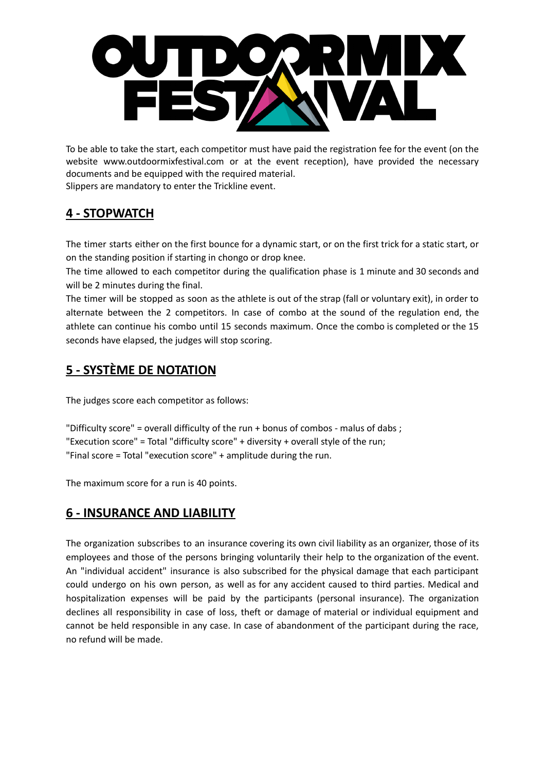To be able to take the start, each competitor must have paid the registration fee for the event (on the website www.outdoormixfestival.com or at the event reception), have provided the necessary documents and be equipped with the required material.
Slippers are mandatory to enter the Trickline event.

## **4 - STOPWATCH**

The timer starts either on the first bounce for a dynamic start, or on the first trick for a static start, or on the standing position if starting in chongo or drop knee.
The time allowed to each competitor during the qualification phase is 1 minute and 30 seconds and will be 2 minutes during the final.
The timer will be stopped as soon as the athlete is out of the strap (fall or voluntary exit), in order to alternate between the 2 competitors. In case of combo at the sound of the regulation end, the athlete can continue his combo until 15 seconds maximum. Once the combo is completed or the 15 seconds have elapsed, the judges will stop scoring.

## **5 - SYSTÈME DE NOTATION**

The judges score each competitor as follows:

"Difficulty score" = overall difficulty of the run + bonus of combos - malus of dabs ;
"Execution score" = Total "difficulty score" + diversity + overall style of the run;
"Final score = Total "execution score" + amplitude during the run.

The maximum score for a run is 40 points.

## **6 - INSURANCE AND LIABILITY**

The organization subscribes to an insurance covering its own civil liability as an organizer, those of its employees and those of the persons bringing voluntarily their help to the organization of the event. An "individual accident" insurance is also subscribed for the physical damage that each participant could undergo on his own person, as well as for any accident caused to third parties. Medical and hospitalization expenses will be paid by the participants (personal insurance). The organization declines all responsibility in case of loss, theft or damage of material or individual equipment and cannot be held responsible in any case. In case of abandonment of the participant during the race, no refund will be made.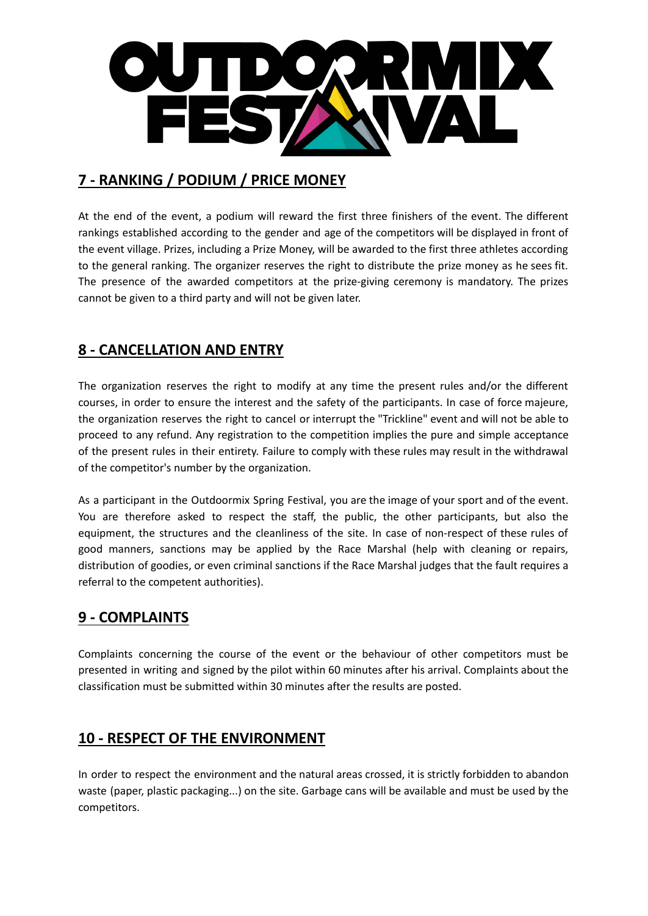## 7 - RANKING / PODIUM / PRICE MONEY

At the end of the event, a podium will reward the first three finishers of the event. The different rankings established according to the gender and age of the competitors will be displayed in front of the event village. Prizes, including a Prize Money, will be awarded to the first three athletes according to the general ranking. The organizer reserves the right to distribute the prize money as he sees fit. The presence of the awarded competitors at the prize-giving ceremony is mandatory. The prizes cannot be given to a third party and will not be given later.

## 8 - CANCELLATION AND ENTRY

The organization reserves the right to modify at any time the present rules and/or the different courses, in order to ensure the interest and the safety of the participants. In case of force majeure, the organization reserves the right to cancel or interrupt the "Trickline" event and will not be able to proceed to any refund. Any registration to the competition implies the pure and simple acceptance of the present rules in their entirety. Failure to comply with these rules may result in the withdrawal of the competitor's number by the organization.

As a participant in the Outdoormix Spring Festival, you are the image of your sport and of the event. You are therefore asked to respect the staff, the public, the other participants, but also the equipment, the structures and the cleanliness of the site. In case of non-respect of these rules of good manners, sanctions may be applied by the Race Marshal (help with cleaning or repairs, distribution of goodies, or even criminal sanctions if the Race Marshal judges that the fault requires a referral to the competent authorities).

## 9 - COMPLAINTS

Complaints concerning the course of the event or the behaviour of other competitors must be presented in writing and signed by the pilot within 60 minutes after his arrival. Complaints about the classification must be submitted within 30 minutes after the results are posted.

## 10 - RESPECT OF THE ENVIRONMENT

In order to respect the environment and the natural areas crossed, it is strictly forbidden to abandon waste (paper, plastic packaging...) on the site. Garbage cans will be available and must be used by the competitors.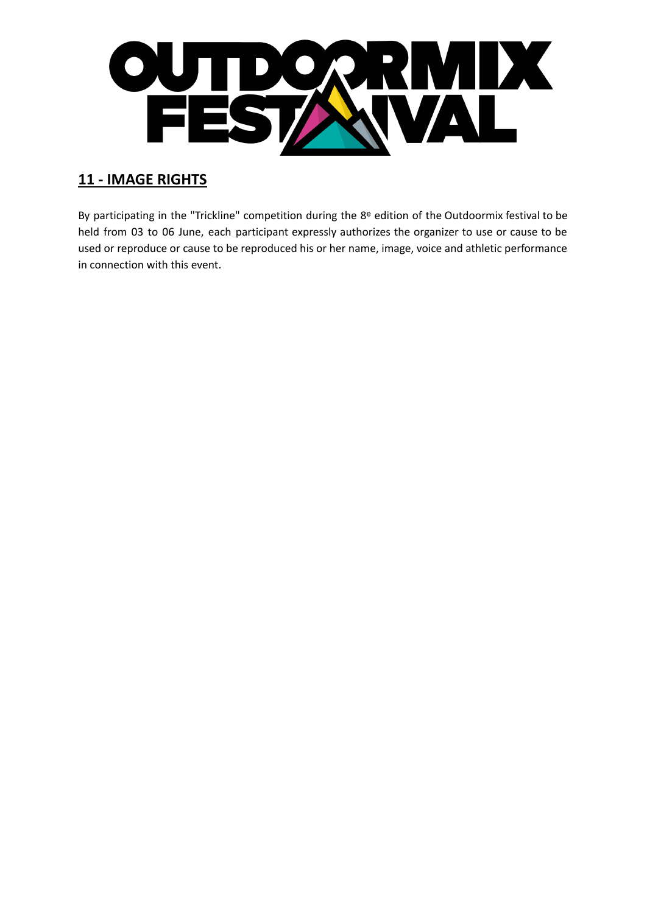## 11 - IMAGE RIGHTS

By participating in the "Trickline" competition during the 8e edition of the Outdoormix festival to be held from 03 to 06 June, each participant expressly authorizes the organizer to use or cause to be used or reproduce or cause to be reproduced his or her name, image, voice and athletic performance in connection with this event.